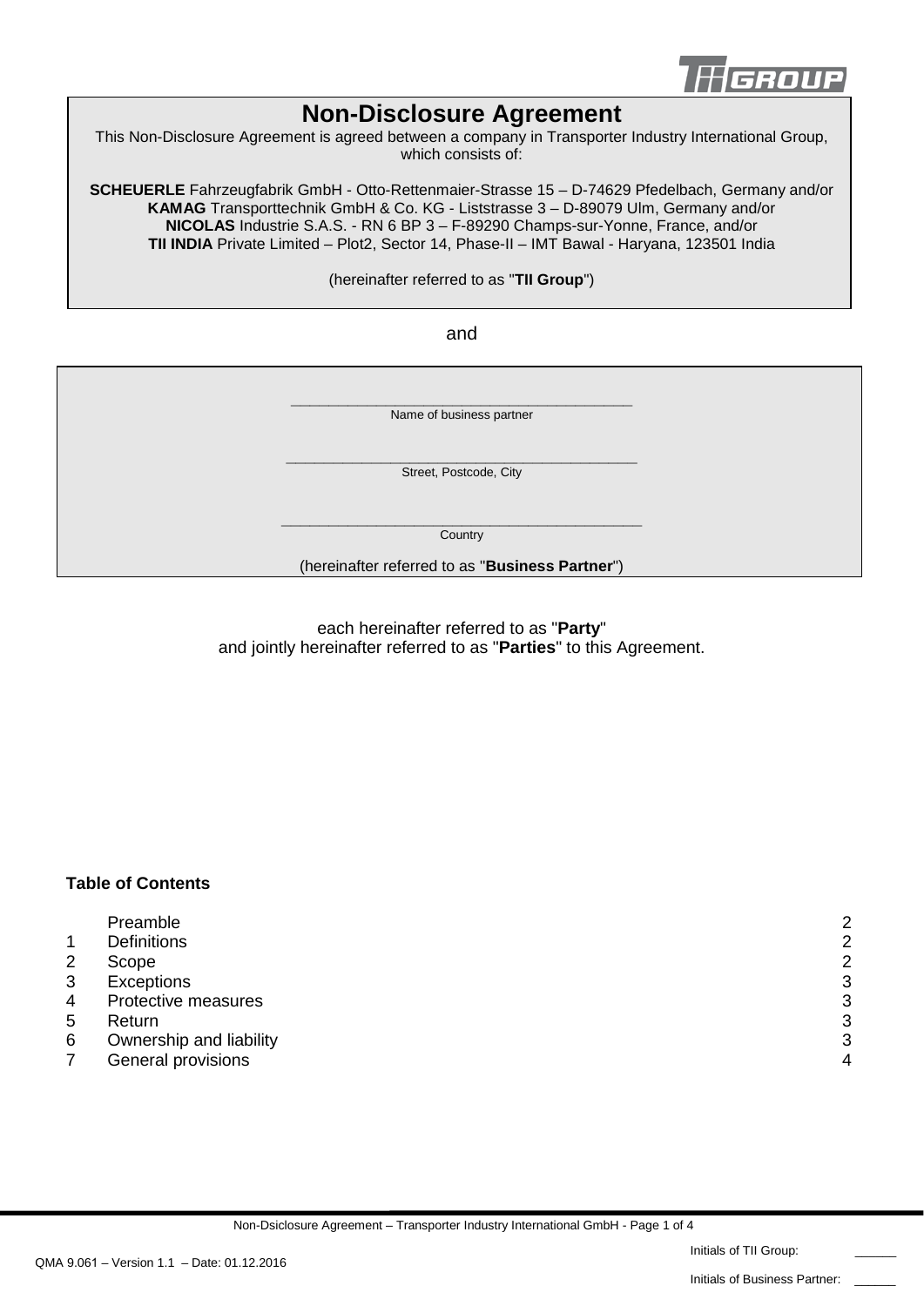# Non-Disclosure Agreement

This Non-Disclosure Agreement is agreed between a company in Transporter Industry International Group, which consists of:

**SCHEUERLE** Fahrzeugfabrik GmbH - Otto-Rettenmaier-Strasse 15 – D-74629 Pfedelbach, Germany and/or
**KAMAG** Transporttechnik GmbH & Co. KG - Liststrasse 3 – D-89079 Ulm, Germany and/or
**NICOLAS** Industrie S.A.S. - RN 6 BP 3 – F-89290 Champs-sur-Yonne, France, and/or
**TII INDIA** Private Limited – Plot2, Sector 14, Phase-II – IMT Bawal - Haryana, 123501 India

(hereinafter referred to as "**TII Group**")

and

\_\_\_\_\_\_\_\_\_\_\_\_\_\_\_\_\_\_\_\_\_\_\_\_\_\_\_\_\_\_\_\_\_\_\_\_\_\_\_\_
Name of business partner

\_\_\_\_\_\_\_\_\_\_\_\_\_\_\_\_\_\_\_\_\_\_\_\_\_\_\_\_\_\_\_\_\_\_\_\_\_\_\_\_
Street, Postcode, City

\_\_\_\_\_\_\_\_\_\_\_\_\_\_\_\_\_\_\_\_\_\_\_\_\_\_\_\_\_\_\_\_\_\_\_\_\_\_\_\_
Country

(hereinafter referred to as "**Business Partner**")

each hereinafter referred to as "**Party**"
and jointly hereinafter referred to as "**Parties**" to this Agreement.

**Table of Contents**

| | | |
|---|---|---|
| | Preamble | 2 |
| 1 | Definitions | 2 |
| 2 | Scope | 2 |
| 3 | Exceptions | 3 |
| 4 | Protective measures | 3 |
| 5 | Return | 3 |
| 6 | Ownership and liability | 3 |
| 7 | General provisions | 4 |

QMA 9.061 – Version 1.1 – Date: 01.12.2016

Initials of TII Group: \_\_\_\_\_\_

Initials of Business Partner: \_\_\_\_\_\_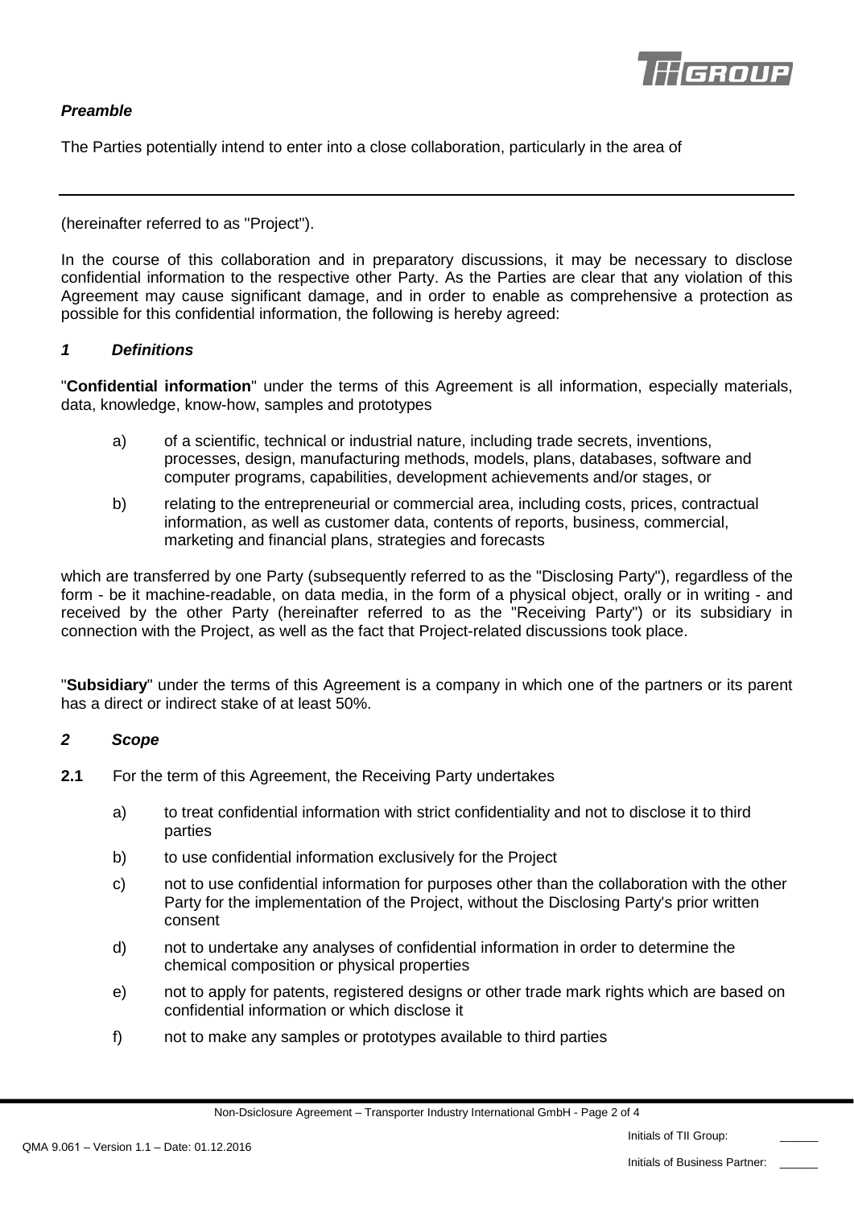***Preamble***

The Parties potentially intend to enter into a close collaboration, particularly in the area of

---

(hereinafter referred to as "Project").

In the course of this collaboration and in preparatory discussions, it may be necessary to disclose confidential information to the respective other Party. As the Parties are clear that any violation of this Agreement may cause significant damage, and in order to enable as comprehensive a protection as possible for this confidential information, the following is hereby agreed:

## *1 Definitions*

"**Confidential information**" under the terms of this Agreement is all information, especially materials, data, knowledge, know-how, samples and prototypes

a) of a scientific, technical or industrial nature, including trade secrets, inventions, processes, design, manufacturing methods, models, plans, databases, software and computer programs, capabilities, development achievements and/or stages, or

b) relating to the entrepreneurial or commercial area, including costs, prices, contractual information, as well as customer data, contents of reports, business, commercial, marketing and financial plans, strategies and forecasts

which are transferred by one Party (subsequently referred to as the "Disclosing Party"), regardless of the form - be it machine-readable, on data media, in the form of a physical object, orally or in writing - and received by the other Party (hereinafter referred to as the "Receiving Party") or its subsidiary in connection with the Project, as well as the fact that Project-related discussions took place.

"**Subsidiary**" under the terms of this Agreement is a company in which one of the partners or its parent has a direct or indirect stake of at least 50%.

## *2 Scope*

**2.1** For the term of this Agreement, the Receiving Party undertakes

a) to treat confidential information with strict confidentiality and not to disclose it to third parties

b) to use confidential information exclusively for the Project

c) not to use confidential information for purposes other than the collaboration with the other Party for the implementation of the Project, without the Disclosing Party's prior written consent

d) not to undertake any analyses of confidential information in order to determine the chemical composition or physical properties

e) not to apply for patents, registered designs or other trade mark rights which are based on confidential information or which disclose it

f) not to make any samples or prototypes available to third parties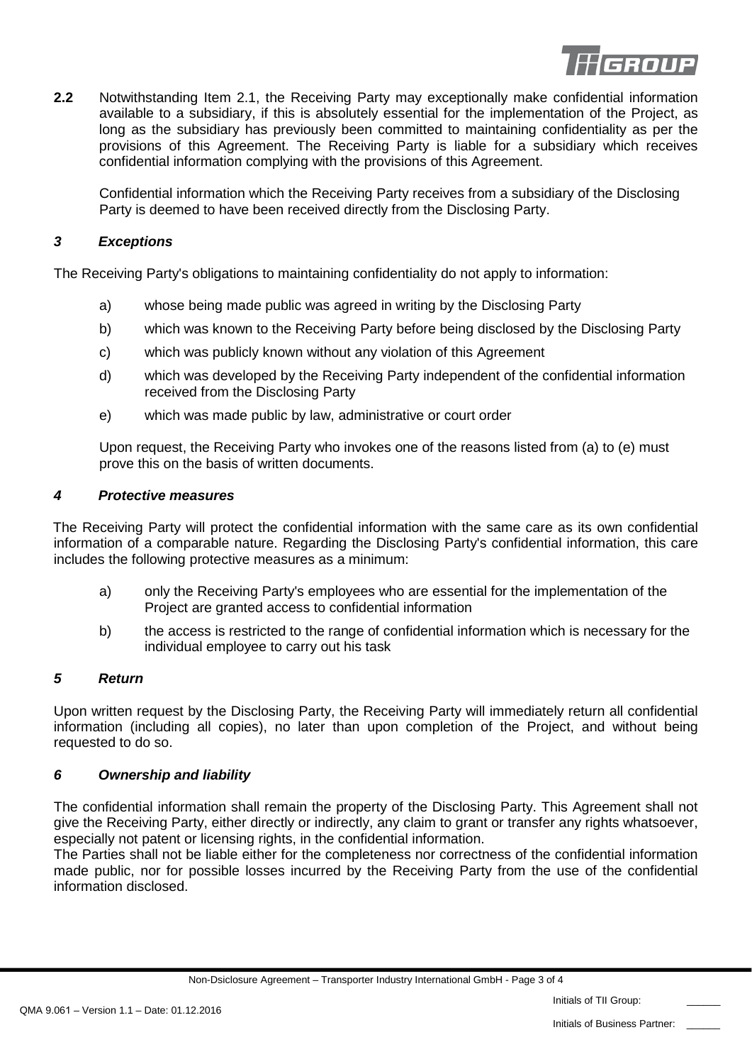**2.2** Notwithstanding Item 2.1, the Receiving Party may exceptionally make confidential information available to a subsidiary, if this is absolutely essential for the implementation of the Project, as long as the subsidiary has previously been committed to maintaining confidentiality as per the provisions of this Agreement. The Receiving Party is liable for a subsidiary which receives confidential information complying with the provisions of this Agreement.

Confidential information which the Receiving Party receives from a subsidiary of the Disclosing Party is deemed to have been received directly from the Disclosing Party.

### *3 Exceptions*

The Receiving Party's obligations to maintaining confidentiality do not apply to information:

a) whose being made public was agreed in writing by the Disclosing Party

b) which was known to the Receiving Party before being disclosed by the Disclosing Party

c) which was publicly known without any violation of this Agreement

d) which was developed by the Receiving Party independent of the confidential information received from the Disclosing Party

e) which was made public by law, administrative or court order

Upon request, the Receiving Party who invokes one of the reasons listed from (a) to (e) must prove this on the basis of written documents.

### *4 Protective measures*

The Receiving Party will protect the confidential information with the same care as its own confidential information of a comparable nature. Regarding the Disclosing Party's confidential information, this care includes the following protective measures as a minimum:

a) only the Receiving Party's employees who are essential for the implementation of the Project are granted access to confidential information

b) the access is restricted to the range of confidential information which is necessary for the individual employee to carry out his task

### *5 Return*

Upon written request by the Disclosing Party, the Receiving Party will immediately return all confidential information (including all copies), no later than upon completion of the Project, and without being requested to do so.

### *6 Ownership and liability*

The confidential information shall remain the property of the Disclosing Party. This Agreement shall not give the Receiving Party, either directly or indirectly, any claim to grant or transfer any rights whatsoever, especially not patent or licensing rights, in the confidential information.
The Parties shall not be liable either for the completeness nor correctness of the confidential information made public, nor for possible losses incurred by the Receiving Party from the use of the confidential information disclosed.

Initials of TII Group: ______

Initials of Business Partner: ______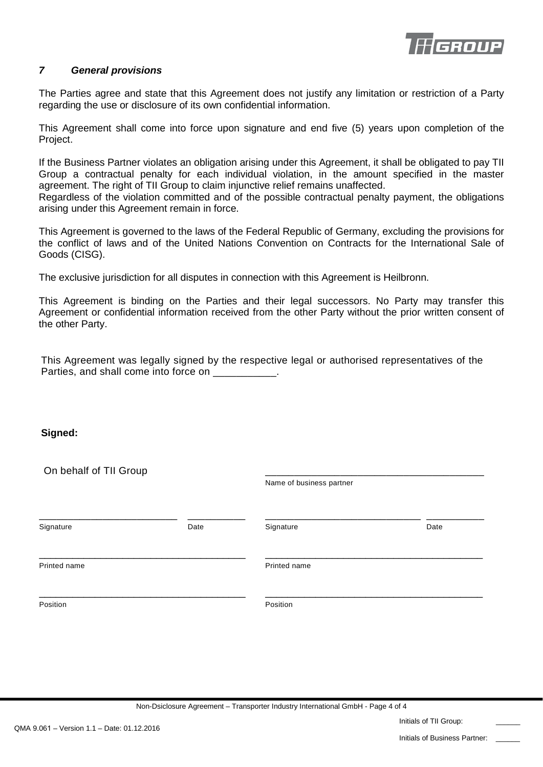### *7 General provisions*

The Parties agree and state that this Agreement does not justify any limitation or restriction of a Party regarding the use or disclosure of its own confidential information.

This Agreement shall come into force upon signature and end five (5) years upon completion of the Project.

If the Business Partner violates an obligation arising under this Agreement, it shall be obligated to pay TII Group a contractual penalty for each individual violation, in the amount specified in the master agreement. The right of TII Group to claim injunctive relief remains unaffected.
Regardless of the violation committed and of the possible contractual penalty payment, the obligations arising under this Agreement remain in force.

This Agreement is governed to the laws of the Federal Republic of Germany, excluding the provisions for the conflict of laws and of the United Nations Convention on Contracts for the International Sale of Goods (CISG).

The exclusive jurisdiction for all disputes in connection with this Agreement is Heilbronn.

This Agreement is binding on the Parties and their legal successors. No Party may transfer this Agreement or confidential information received from the other Party without the prior written consent of the other Party.

This Agreement was legally signed by the respective legal or authorised representatives of the Parties, and shall come into force on ___________.

**Signed:**

| On behalf of TII Group | | ___________________________ Name of business partner | |
|---|---|---|---|
| ___________________ Signature | __________ Date | ___________________ Signature | __________ Date |
| ___________________________ Printed name | | ___________________________ Printed name | |
| ___________________________ Position | | ___________________________ Position | |

QMA 9.061 – Version 1.1 – Date: 01.12.2016

Initials of TII Group: ______

Initials of Business Partner: ______